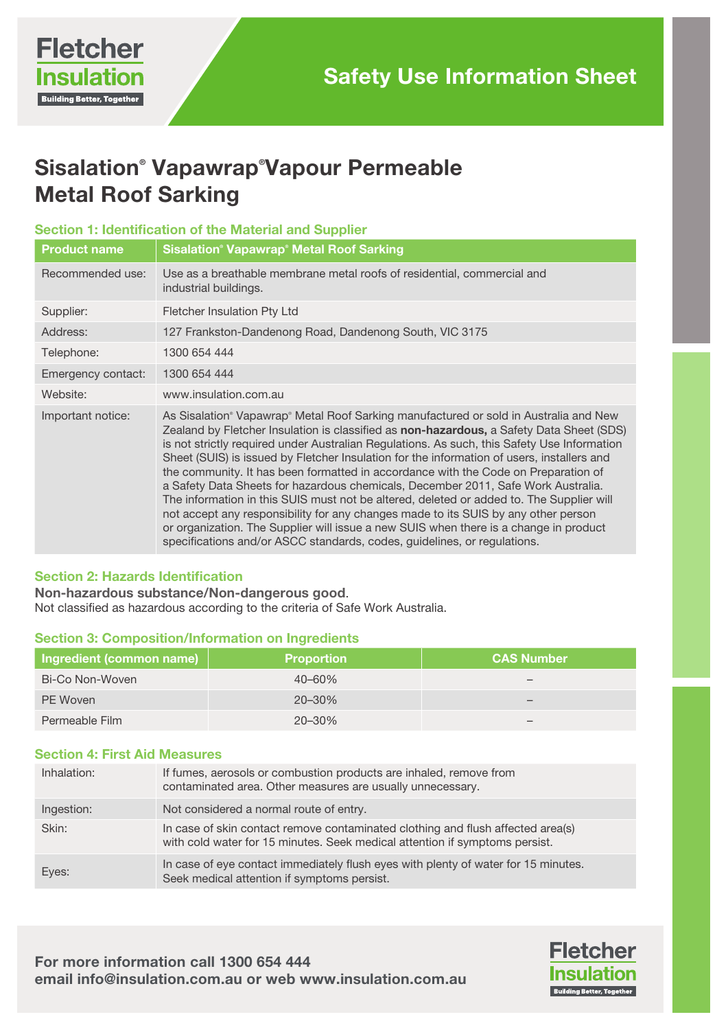Fletcher Insulation
Building Better, Together

# Safety Use Information Sheet

## Sisalation® Vapawrap® Vapour Permeable Metal Roof Sarking

### Section 1: Identification of the Material and Supplier

| Product name | Sisalation® Vapawrap® Metal Roof Sarking |
|---|---|
| Recommended use: | Use as a breathable membrane metal roofs of residential, commercial and industrial buildings. |
| Supplier: | Fletcher Insulation Pty Ltd |
| Address: | 127 Frankston-Dandenong Road, Dandenong South, VIC 3175 |
| Telephone: | 1300 654 444 |
| Emergency contact: | 1300 654 444 |
| Website: | www.insulation.com.au |
| Important notice: | As Sisalation® Vapawrap® Metal Roof Sarking manufactured or sold in Australia and New Zealand by Fletcher Insulation is classified as **non-hazardous,** a Safety Data Sheet (SDS) is not strictly required under Australian Regulations. As such, this Safety Use Information Sheet (SUIS) is issued by Fletcher Insulation for the information of users, installers and the community. It has been formatted in accordance with the Code on Preparation of a Safety Data Sheets for hazardous chemicals, December 2011, Safe Work Australia. The information in this SUIS must not be altered, deleted or added to. The Supplier will not accept any responsibility for any changes made to its SUIS by any other person or organization. The Supplier will issue a new SUIS when there is a change in product specifications and/or ASCC standards, codes, guidelines, or regulations. |

### Section 2: Hazards Identification

**Non-hazardous substance/Non-dangerous good**.
Not classified as hazardous according to the criteria of Safe Work Australia.

### Section 3: Composition/Information on Ingredients

| Ingredient (common name) | Proportion | CAS Number |
|---|---|---|
| Bi-Co Non-Woven | 40–60% | – |
| PE Woven | 20–30% | – |
| Permeable Film | 20–30% | – |

### Section 4: First Aid Measures

| | |
|---|---|
| Inhalation: | If fumes, aerosols or combustion products are inhaled, remove from contaminated area. Other measures are usually unnecessary. |
| Ingestion: | Not considered a normal route of entry. |
| Skin: | In case of skin contact remove contaminated clothing and flush affected area(s) with cold water for 15 minutes. Seek medical attention if symptoms persist. |
| Eyes: | In case of eye contact immediately flush eyes with plenty of water for 15 minutes. Seek medical attention if symptoms persist. |

**For more information call 1300 654 444**
**email info@insulation.com.au or web www.insulation.com.au**

Fletcher Insulation
Building Better, Together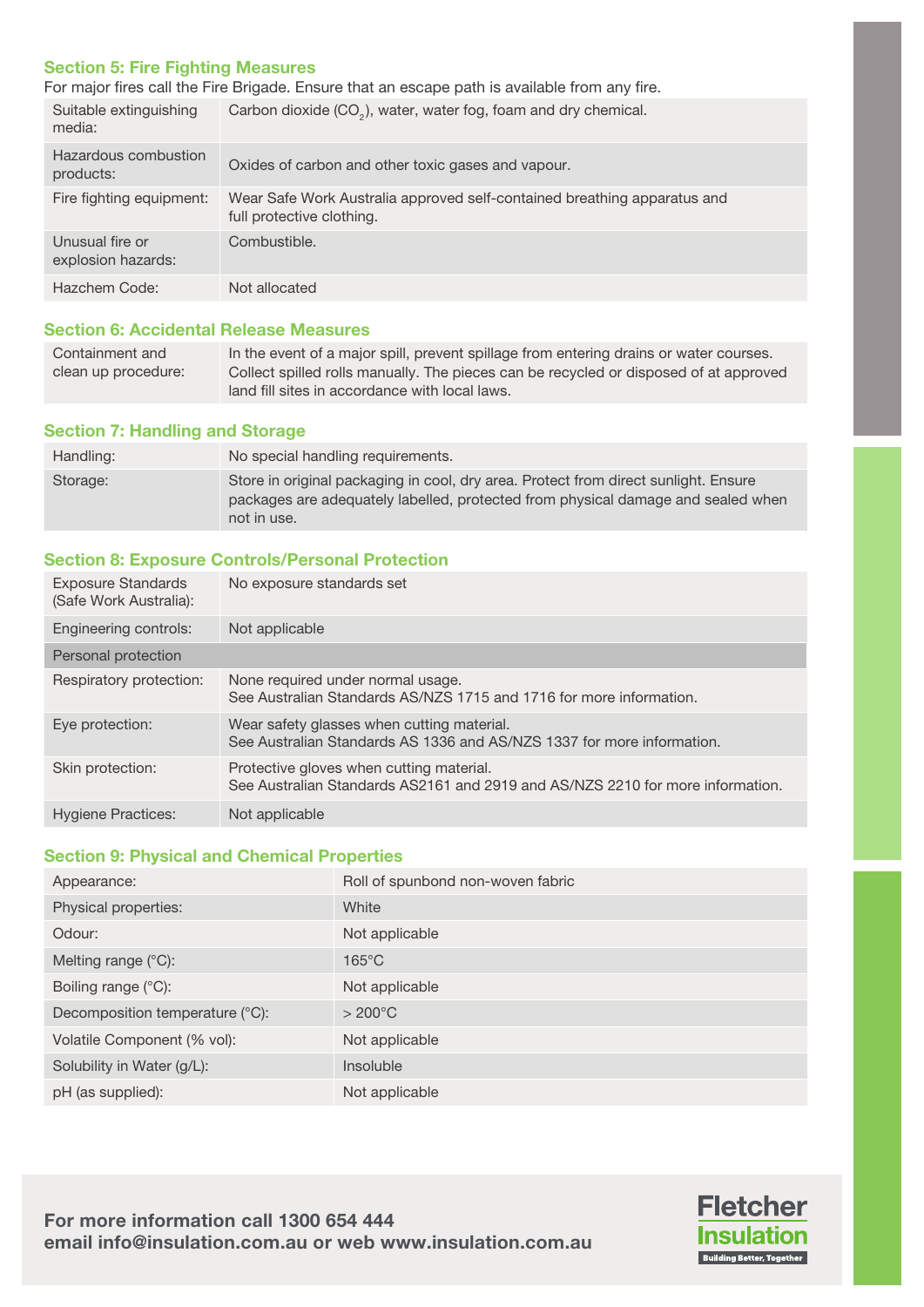## Section 5: Fire Fighting Measures

For major fires call the Fire Brigade. Ensure that an escape path is available from any fire.

| | |
|---|---|
| Suitable extinguishing media: | Carbon dioxide ($CO_2$), water, water fog, foam and dry chemical. |
| Hazardous combustion products: | Oxides of carbon and other toxic gases and vapour. |
| Fire fighting equipment: | Wear Safe Work Australia approved self-contained breathing apparatus and full protective clothing. |
| Unusual fire or explosion hazards: | Combustible. |
| Hazchem Code: | Not allocated |

## Section 6: Accidental Release Measures

| | |
|---|---|
| Containment and clean up procedure: | In the event of a major spill, prevent spillage from entering drains or water courses. Collect spilled rolls manually. The pieces can be recycled or disposed of at approved land fill sites in accordance with local laws. |

## Section 7: Handling and Storage

| | |
|---|---|
| Handling: | No special handling requirements. |
| Storage: | Store in original packaging in cool, dry area. Protect from direct sunlight. Ensure packages are adequately labelled, protected from physical damage and sealed when not in use. |

## Section 8: Exposure Controls/Personal Protection

| | |
|---|---|
| Exposure Standards (Safe Work Australia): | No exposure standards set |
| Engineering controls: | Not applicable |
| **Personal protection** | |
| Respiratory protection: | None required under normal usage. See Australian Standards AS/NZS 1715 and 1716 for more information. |
| Eye protection: | Wear safety glasses when cutting material. See Australian Standards AS 1336 and AS/NZS 1337 for more information. |
| Skin protection: | Protective gloves when cutting material. See Australian Standards AS2161 and 2919 and AS/NZS 2210 for more information. |
| Hygiene Practices: | Not applicable |

## Section 9: Physical and Chemical Properties

| | |
|---|---|
| Appearance: | Roll of spunbond non-woven fabric |
| Physical properties: | White |
| Odour: | Not applicable |
| Melting range (°C): | 165°C |
| Boiling range (°C): | Not applicable |
| Decomposition temperature (°C): | > 200°C |
| Volatile Component (% vol): | Not applicable |
| Solubility in Water (g/L): | Insoluble |
| pH (as supplied): | Not applicable |

**For more information call 1300 654 444**
**email info@insulation.com.au or web www.insulation.com.au**

Fletcher Insulation
Building Better, Together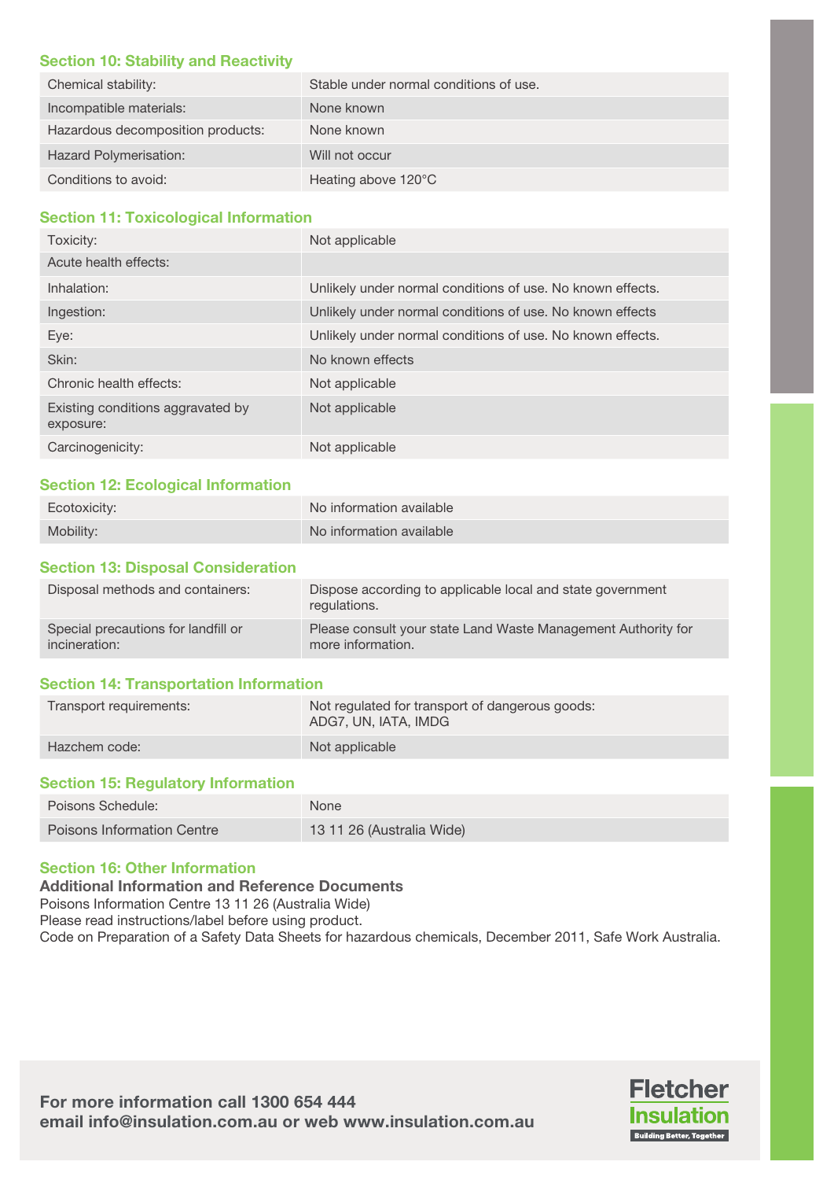## Section 10: Stability and Reactivity

| | |
|---|---|
| Chemical stability: | Stable under normal conditions of use. |
| Incompatible materials: | None known |
| Hazardous decomposition products: | None known |
| Hazard Polymerisation: | Will not occur |
| Conditions to avoid: | Heating above 120°C |

## Section 11: Toxicological Information

| | |
|---|---|
| Toxicity: | Not applicable |
| Acute health effects: | |
| Inhalation: | Unlikely under normal conditions of use. No known effects. |
| Ingestion: | Unlikely under normal conditions of use. No known effects |
| Eye: | Unlikely under normal conditions of use. No known effects. |
| Skin: | No known effects |
| Chronic health effects: | Not applicable |
| Existing conditions aggravated by exposure: | Not applicable |
| Carcinogenicity: | Not applicable |

## Section 12: Ecological Information

| | |
|---|---|
| Ecotoxicity: | No information available |
| Mobility: | No information available |

## Section 13: Disposal Consideration

| | |
|---|---|
| Disposal methods and containers: | Dispose according to applicable local and state government regulations. |
| Special precautions for landfill or incineration: | Please consult your state Land Waste Management Authority for more information. |

## Section 14: Transportation Information

| | |
|---|---|
| Transport requirements: | Not regulated for transport of dangerous goods: ADG7, UN, IATA, IMDG |
| Hazchem code: | Not applicable |

## Section 15: Regulatory Information

| | |
|---|---|
| Poisons Schedule: | None |
| Poisons Information Centre | 13 11 26 (Australia Wide) |

## Section 16: Other Information

**Additional Information and Reference Documents**

Poisons Information Centre 13 11 26 (Australia Wide)
Please read instructions/label before using product.
Code on Preparation of a Safety Data Sheets for hazardous chemicals, December 2011, Safe Work Australia.

**For more information call 1300 654 444**
**email info@insulation.com.au or web www.insulation.com.au**

Fletcher Insulation
Building Better, Together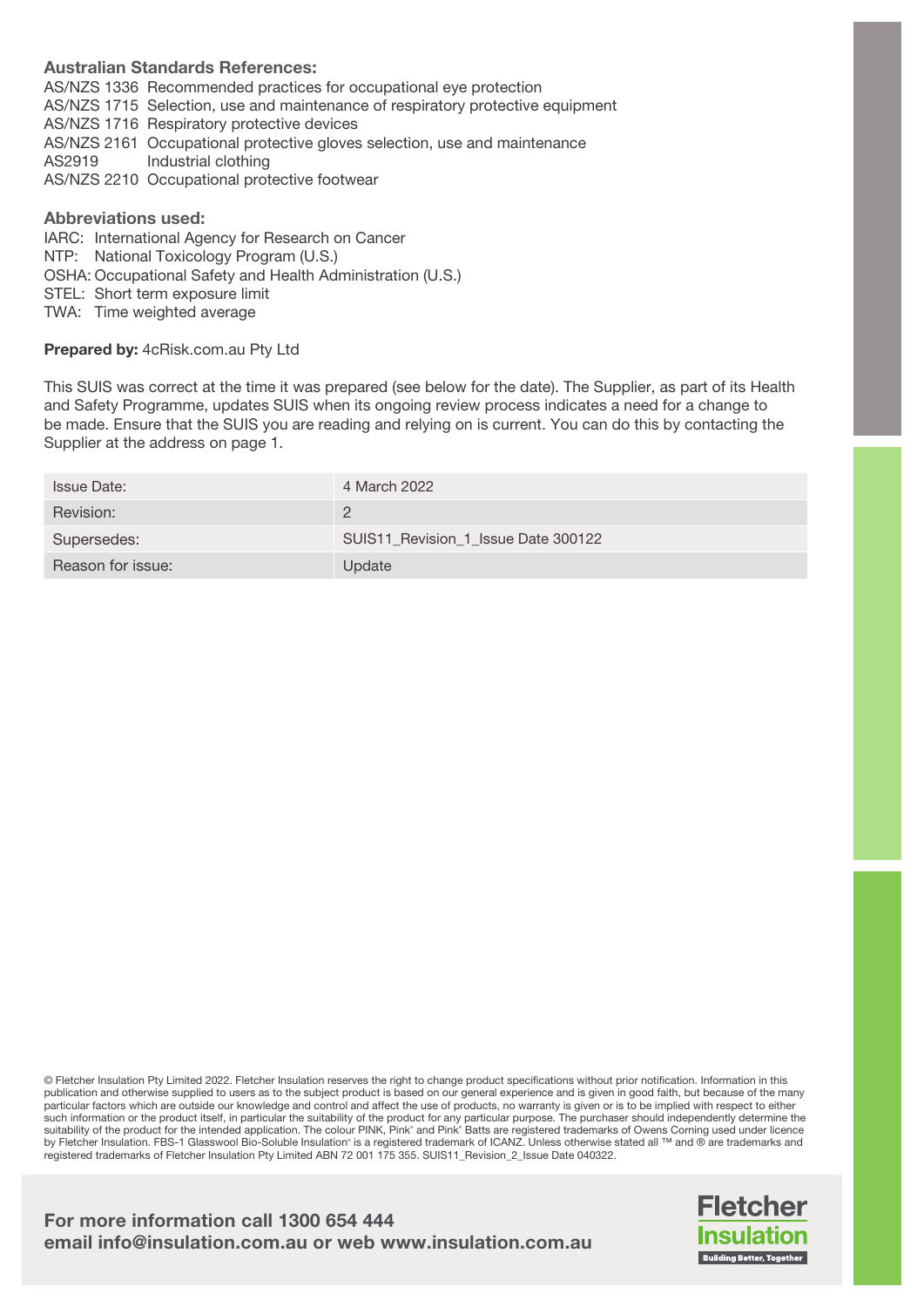### Australian Standards References:

AS/NZS 1336 Recommended practices for occupational eye protection
AS/NZS 1715 Selection, use and maintenance of respiratory protective equipment
AS/NZS 1716 Respiratory protective devices
AS/NZS 2161 Occupational protective gloves selection, use and maintenance
AS2919 Industrial clothing
AS/NZS 2210 Occupational protective footwear

### Abbreviations used:

IARC: International Agency for Research on Cancer
NTP: National Toxicology Program (U.S.)
OSHA: Occupational Safety and Health Administration (U.S.)
STEL: Short term exposure limit
TWA: Time weighted average

**Prepared by:** 4cRisk.com.au Pty Ltd

This SUIS was correct at the time it was prepared (see below for the date). The Supplier, as part of its Health and Safety Programme, updates SUIS when its ongoing review process indicates a need for a change to be made. Ensure that the SUIS you are reading and relying on is current. You can do this by contacting the Supplier at the address on page 1.

| | |
|---|---|
| Issue Date: | 4 March 2022 |
| Revision: | 2 |
| Supersedes: | SUIS11_Revision_1_Issue Date 300122 |
| Reason for issue: | Update |

© Fletcher Insulation Pty Limited 2022. Fletcher Insulation reserves the right to change product specifications without prior notification. Information in this publication and otherwise supplied to users as to the subject product is based on our general experience and is given in good faith, but because of the many particular factors which are outside our knowledge and control and affect the use of products, no warranty is given or is to be implied with respect to either such information or the product itself, in particular the suitability of the product for any particular purpose. The purchaser should independently determine the suitability of the product for the intended application. The colour PINK, Pink® and Pink® Batts are registered trademarks of Owens Corning used under licence by Fletcher Insulation. FBS-1 Glasswool Bio-Soluble Insulation® is a registered trademark of ICANZ. Unless otherwise stated all ™ and ® are trademarks and registered trademarks of Fletcher Insulation Pty Limited ABN 72 001 175 355. SUIS11_Revision_2_Issue Date 040322.

**For more information call 1300 654 444**
**email info@insulation.com.au or web www.insulation.com.au**

Fletcher Insulation
Building Better, Together